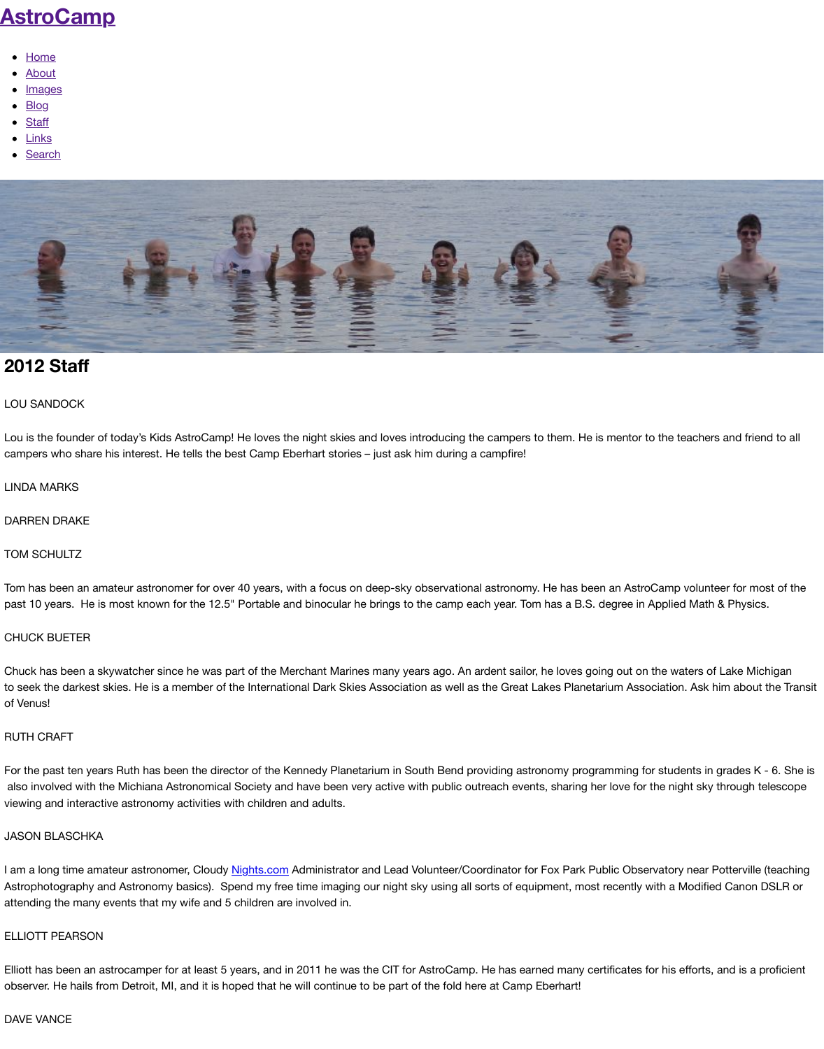# AstroCamp

- Home
- About
- Images
- Blog
- Staff
- Links
- Search

## 2012 Staff

LOU SANDOCK

Lou is the founder of today's Kids AstroCamp! He loves the night skies and loves introducing the campers to them. He is mentor to the teachers and friend to all campers who share his interest. He tells the best Camp Eberhart stories – just ask him during a campfire!

LINDA MARKS

DARREN DRAKE

TOM SCHULTZ

Tom has been an amateur astronomer for over 40 years, with a focus on deep-sky observational astronomy. He has been an AstroCamp volunteer for most of the past 10 years. He is most known for the 12.5" Portable and binocular he brings to the camp each year. Tom has a B.S. degree in Applied Math & Physics.

CHUCK BUETER

Chuck has been a skywatcher since he was part of the Merchant Marines many years ago. An ardent sailor, he loves going out on the waters of Lake Michigan to seek the darkest skies. He is a member of the International Dark Skies Association as well as the Great Lakes Planetarium Association. Ask him about the Transit of Venus!

RUTH CRAFT

For the past ten years Ruth has been the director of the Kennedy Planetarium in South Bend providing astronomy programming for students in grades K - 6. She is also involved with the Michiana Astronomical Society and have been very active with public outreach events, sharing her love for the night sky through telescope viewing and interactive astronomy activities with children and adults.

JASON BLASCHKA

I am a long time amateur astronomer, Cloudy Nights.com Administrator and Lead Volunteer/Coordinator for Fox Park Public Observatory near Potterville (teaching Astrophotography and Astronomy basics). Spend my free time imaging our night sky using all sorts of equipment, most recently with a Modified Canon DSLR or attending the many events that my wife and 5 children are involved in.

ELLIOTT PEARSON

Elliott has been an astrocamper for at least 5 years, and in 2011 he was the CIT for AstroCamp. He has earned many certificates for his efforts, and is a proficient observer. He hails from Detroit, MI, and it is hoped that he will continue to be part of the fold here at Camp Eberhart!

DAVE VANCE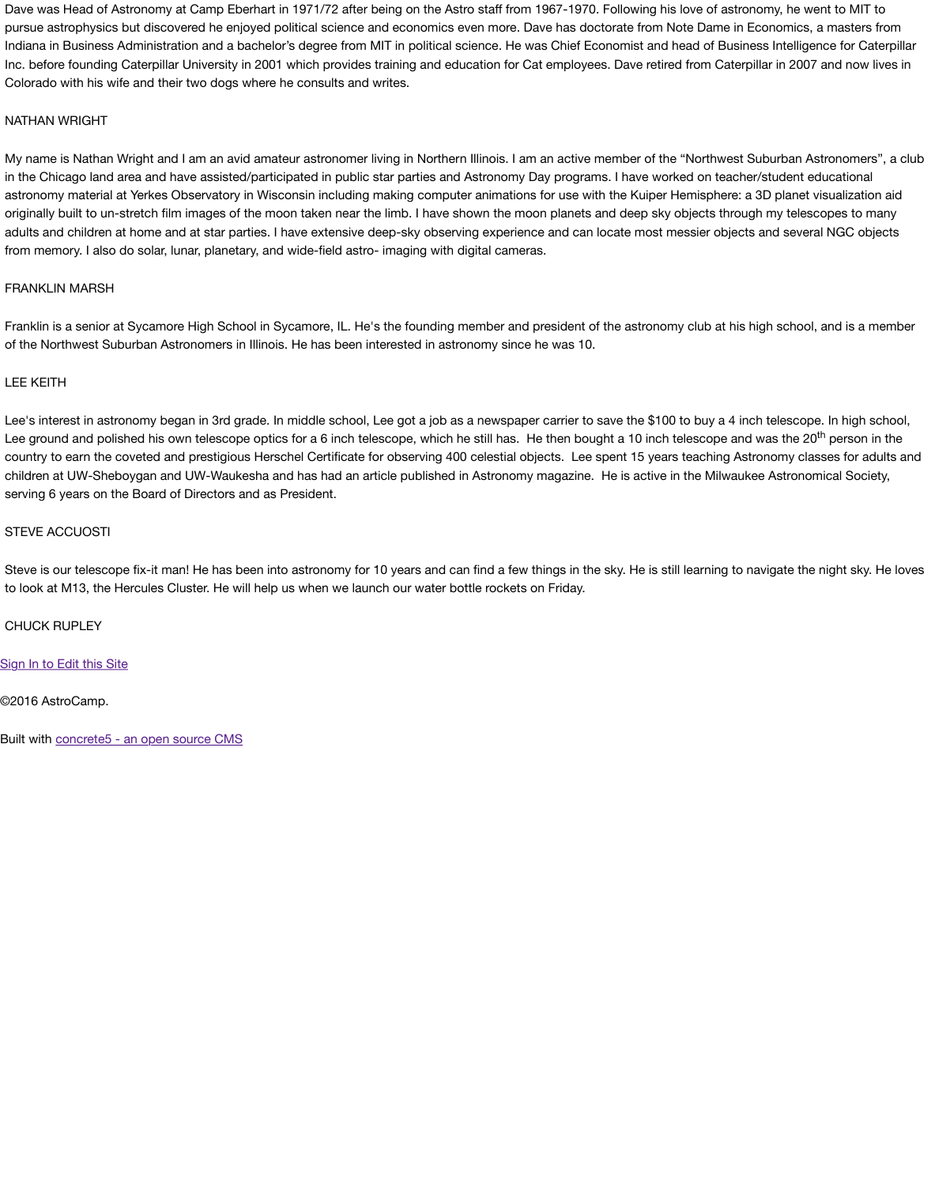Dave was Head of Astronomy at Camp Eberhart in 1971/72 after being on the Astro staff from 1967-1970. Following his love of astronomy, he went to MIT to pursue astrophysics but discovered he enjoyed political science and economics even more. Dave has doctorate from Note Dame in Economics, a masters from Indiana in Business Administration and a bachelor's degree from MIT in political science. He was Chief Economist and head of Business Intelligence for Caterpillar Inc. before founding Caterpillar University in 2001 which provides training and education for Cat employees. Dave retired from Caterpillar in 2007 and now lives in Colorado with his wife and their two dogs where he consults and writes.

NATHAN WRIGHT

My name is Nathan Wright and I am an avid amateur astronomer living in Northern Illinois. I am an active member of the "Northwest Suburban Astronomers", a club in the Chicago land area and have assisted/participated in public star parties and Astronomy Day programs. I have worked on teacher/student educational astronomy material at Yerkes Observatory in Wisconsin including making computer animations for use with the Kuiper Hemisphere: a 3D planet visualization aid originally built to un-stretch film images of the moon taken near the limb. I have shown the moon planets and deep sky objects through my telescopes to many adults and children at home and at star parties. I have extensive deep-sky observing experience and can locate most messier objects and several NGC objects from memory. I also do solar, lunar, planetary, and wide-field astro- imaging with digital cameras.

FRANKLIN MARSH

Franklin is a senior at Sycamore High School in Sycamore, IL. He's the founding member and president of the astronomy club at his high school, and is a member of the Northwest Suburban Astronomers in Illinois. He has been interested in astronomy since he was 10.

LEE KEITH

Lee's interest in astronomy began in 3rd grade. In middle school, Lee got a job as a newspaper carrier to save the $100 to buy a 4 inch telescope. In high school, Lee ground and polished his own telescope optics for a 6 inch telescope, which he still has. He then bought a 10 inch telescope and was the 20th person in the country to earn the coveted and prestigious Herschel Certificate for observing 400 celestial objects. Lee spent 15 years teaching Astronomy classes for adults and children at UW-Sheboygan and UW-Waukesha and has had an article published in Astronomy magazine. He is active in the Milwaukee Astronomical Society, serving 6 years on the Board of Directors and as President.

STEVE ACCUOSTI

Steve is our telescope fix-it man! He has been into astronomy for 10 years and can find a few things in the sky. He is still learning to navigate the night sky. He loves to look at M13, the Hercules Cluster. He will help us when we launch our water bottle rockets on Friday.

CHUCK RUPLEY

Sign In to Edit this Site

©2016 AstroCamp.

Built with concrete5 - an open source CMS